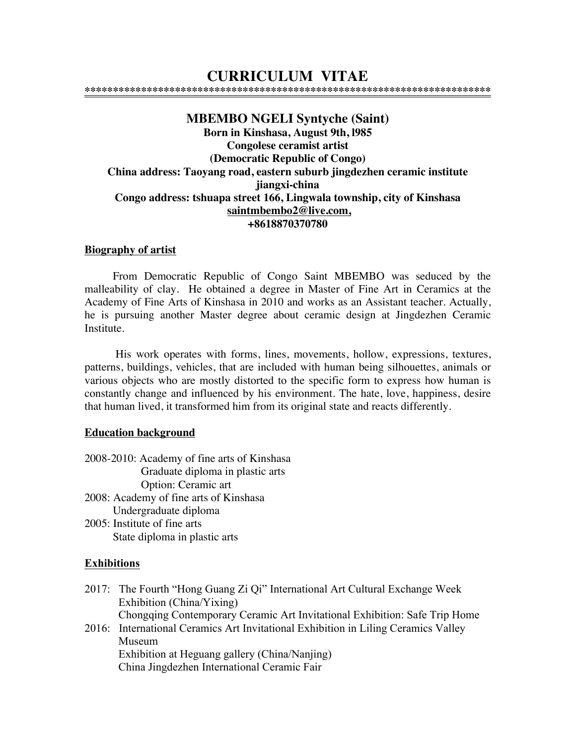# CURRICULUM VITAE

***************************************************************************

## MBEMBO NGELI Syntyche (Saint)

**Born in Kinshasa, August 9th, l985**
**Congolese ceramist artist**
**(Democratic Republic of Congo)**
**China address: Taoyang road, eastern suburb jingdezhen ceramic institute jiangxi-china**
**Congo address: tshuapa street 166, Lingwala township, city of Kinshasa**
**saintmbembo2@live.com,**
**+8618870370780**

### Biography of artist

From Democratic Republic of Congo Saint MBEMBO was seduced by the malleability of clay. He obtained a degree in Master of Fine Art in Ceramics at the Academy of Fine Arts of Kinshasa in 2010 and works as an Assistant teacher. Actually, he is pursuing another Master degree about ceramic design at Jingdezhen Ceramic Institute.

His work operates with forms, lines, movements, hollow, expressions, textures, patterns, buildings, vehicles, that are included with human being silhouettes, animals or various objects who are mostly distorted to the specific form to express how human is constantly change and influenced by his environment. The hate, love, happiness, desire that human lived, it transformed him from its original state and reacts differently.

### Education background

2008-2010: Academy of fine arts of Kinshasa
Graduate diploma in plastic arts
Option: Ceramic art

2008: Academy of fine arts of Kinshasa
Undergraduate diploma

2005: Institute of fine arts
State diploma in plastic arts

### Exhibitions

2017: The Fourth "Hong Guang Zi Qi" International Art Cultural Exchange Week Exhibition (China/Yixing)
Chongqing Contemporary Ceramic Art Invitational Exhibition: Safe Trip Home

2016: International Ceramics Art Invitational Exhibition in Liling Ceramics Valley Museum
Exhibition at Heguang gallery (China/Nanjing)
China Jingdezhen International Ceramic Fair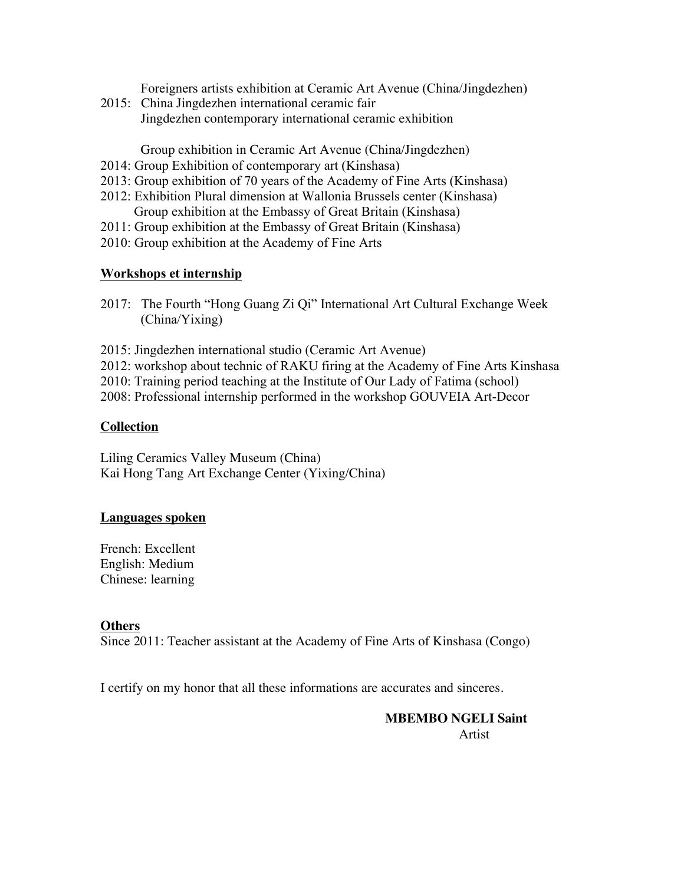Foreigners artists exhibition at Ceramic Art Avenue (China/Jingdezhen)

2015: China Jingdezhen international ceramic fair
Jingdezhen contemporary international ceramic exhibition

Group exhibition in Ceramic Art Avenue (China/Jingdezhen)

2014: Group Exhibition of contemporary art (Kinshasa)
2013: Group exhibition of 70 years of the Academy of Fine Arts (Kinshasa)
2012: Exhibition Plural dimension at Wallonia Brussels center (Kinshasa)
Group exhibition at the Embassy of Great Britain (Kinshasa)
2011: Group exhibition at the Embassy of Great Britain (Kinshasa)
2010: Group exhibition at the Academy of Fine Arts

**Workshops et internship**

2017: The Fourth "Hong Guang Zi Qi" International Art Cultural Exchange Week (China/Yixing)

2015: Jingdezhen international studio (Ceramic Art Avenue)
2012: workshop about technic of RAKU firing at the Academy of Fine Arts Kinshasa
2010: Training period teaching at the Institute of Our Lady of Fatima (school)
2008: Professional internship performed in the workshop GOUVEIA Art-Decor

**Collection**

Liling Ceramics Valley Museum (China)
Kai Hong Tang Art Exchange Center (Yixing/China)

**Languages spoken**

French: Excellent
English: Medium
Chinese: learning

**Others**

Since 2011: Teacher assistant at the Academy of Fine Arts of Kinshasa (Congo)

I certify on my honor that all these informations are accurates and sinceres.

**MBEMBO NGELI Saint**
Artist